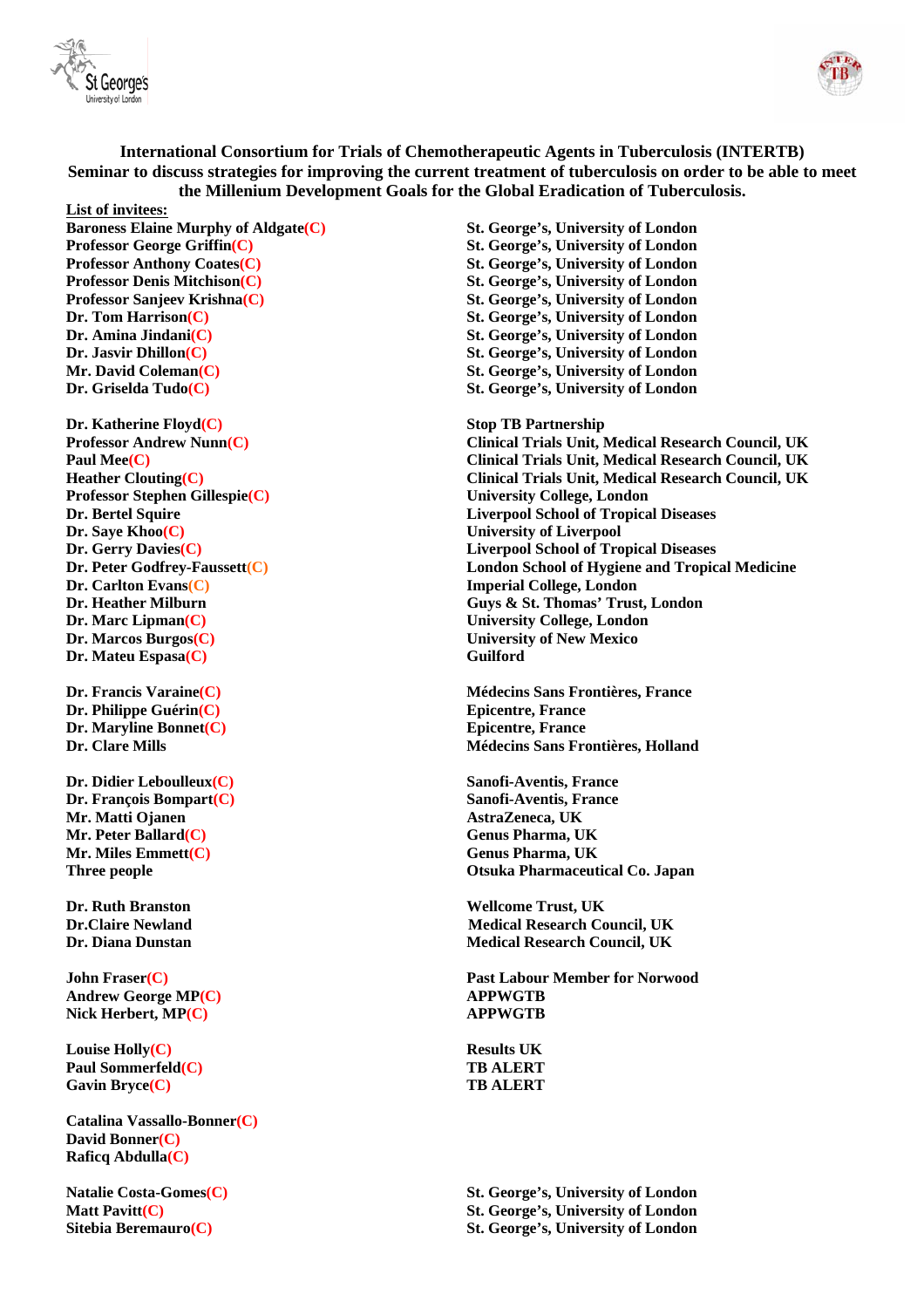**International Consortium for Trials of Chemotherapeutic Agents in Tuberculosis (INTERTB)**
**Seminar to discuss strategies for improving the current treatment of tuberculosis on order to be able to meet the Millenium Development Goals for the Global Eradication of Tuberculosis.**

**List of invitees:**

| | |
|---|---|
| **Baroness Elaine Murphy of Aldgate(C)** | **St. George's, University of London** |
| **Professor George Griffin(C)** | **St. George's, University of London** |
| **Professor Anthony Coates(C)** | **St. George's, University of London** |
| **Professor Denis Mitchison(C)** | **St. George's, University of London** |
| **Professor Sanjeev Krishna(C)** | **St. George's, University of London** |
| **Dr. Tom Harrison(C)** | **St. George's, University of London** |
| **Dr. Amina Jindani(C)** | **St. George's, University of London** |
| **Dr. Jasvir Dhillon(C)** | **St. George's, University of London** |
| **Mr. David Coleman(C)** | **St. George's, University of London** |
| **Dr. Griselda Tudo(C)** | **St. George's, University of London** |
| | |
| **Dr. Katherine Floyd(C)** | **Stop TB Partnership** |
| **Professor Andrew Nunn(C)** | **Clinical Trials Unit, Medical Research Council, UK** |
| **Paul Mee(C)** | **Clinical Trials Unit, Medical Research Council, UK** |
| **Heather Clouting(C)** | **Clinical Trials Unit, Medical Research Council, UK** |
| **Professor Stephen Gillespie(C)** | **University College, London** |
| **Dr. Bertel Squire** | **Liverpool School of Tropical Diseases** |
| **Dr. Saye Khoo(C)** | **University of Liverpool** |
| **Dr. Gerry Davies(C)** | **Liverpool School of Tropical Diseases** |
| **Dr. Peter Godfrey-Faussett(C)** | **London School of Hygiene and Tropical Medicine** |
| **Dr. Carlton Evans(C)** | **Imperial College, London** |
| **Dr. Heather Milburn** | **Guys & St. Thomas' Trust, London** |
| **Dr. Marc Lipman(C)** | **University College, London** |
| **Dr. Marcos Burgos(C)** | **University of New Mexico** |
| **Dr. Mateu Espasa(C)** | **Guilford** |
| | |
| **Dr. Francis Varaine(C)** | **Médecins Sans Frontières, France** |
| **Dr. Philippe Guérin(C)** | **Epicentre, France** |
| **Dr. Maryline Bonnet(C)** | **Epicentre, France** |
| **Dr. Clare Mills** | **Médecins Sans Frontières, Holland** |
| | |
| **Dr. Didier Leboulleux(C)** | **Sanofi-Aventis, France** |
| **Dr. François Bompart(C)** | **Sanofi-Aventis, France** |
| **Mr. Matti Ojanen** | **AstraZeneca, UK** |
| **Mr. Peter Ballard(C)** | **Genus Pharma, UK** |
| **Mr. Miles Emmett(C)** | **Genus Pharma, UK** |
| **Three people** | **Otsuka Pharmaceutical Co. Japan** |
| | |
| **Dr. Ruth Branston** | **Wellcome Trust, UK** |
| **Dr.Claire Newland** | **Medical Research Council, UK** |
| **Dr. Diana Dunstan** | **Medical Research Council, UK** |
| | |
| **John Fraser(C)** | **Past Labour Member for Norwood** |
| **Andrew George MP(C)** | **APPWGTB** |
| **Nick Herbert, MP(C)** | **APPWGTB** |
| | |
| **Louise Holly(C)** | **Results UK** |
| **Paul Sommerfeld(C)** | **TB ALERT** |
| **Gavin Bryce(C)** | **TB ALERT** |
| | |
| **Catalina Vassallo-Bonner(C)** | |
| **David Bonner(C)** | |
| **Raficq Abdulla(C)** | |
| | |
| **Natalie Costa-Gomes(C)** | **St. George's, University of London** |
| **Matt Pavitt(C)** | **St. George's, University of London** |
| **Sitebia Beremauro(C)** | **St. George's, University of London** |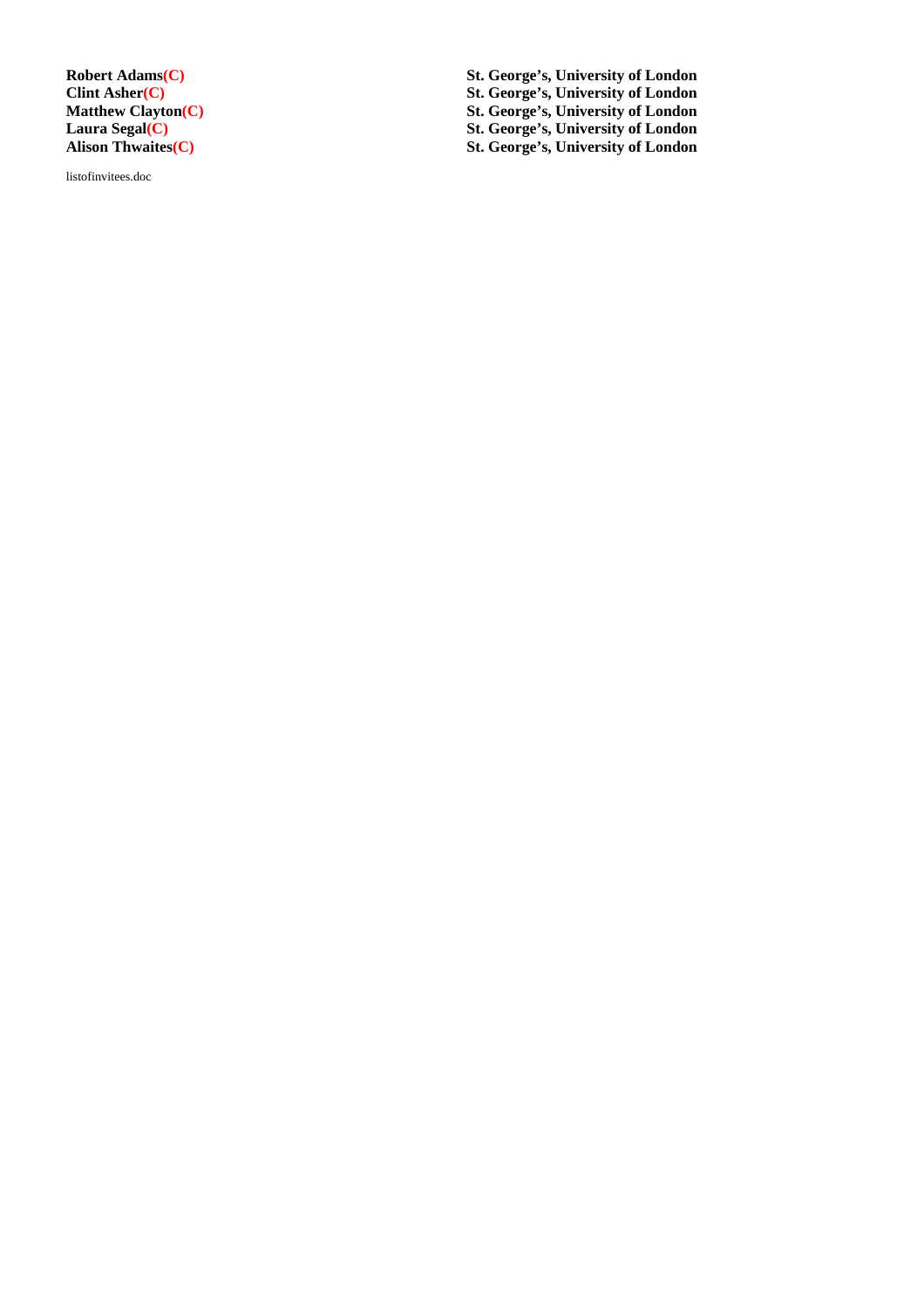| | |
|---|---|
| **Robert Adams(C)** | **St. George's, University of London** |
| **Clint Asher(C)** | **St. George's, University of London** |
| **Matthew Clayton(C)** | **St. George's, University of London** |
| **Laura Segal(C)** | **St. George's, University of London** |
| **Alison Thwaites(C)** | **St. George's, University of London** |

listofinvitees.doc